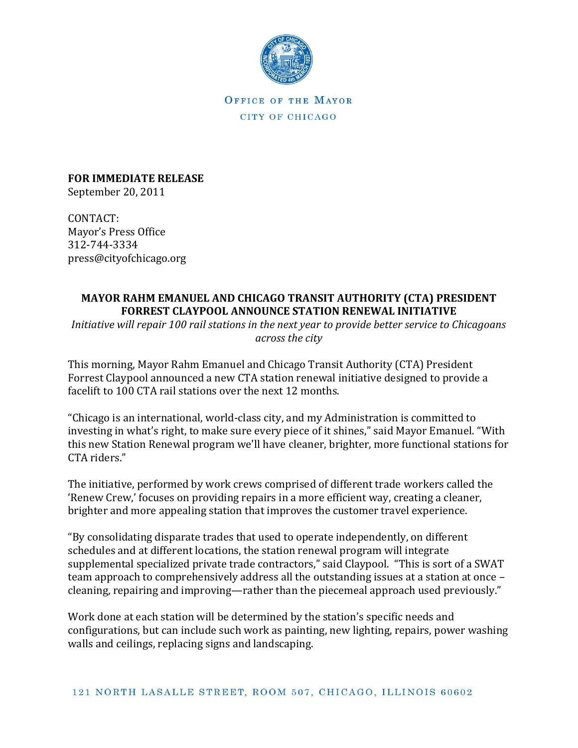OFFICE OF THE MAYOR

CITY OF CHICAGO

**FOR IMMEDIATE RELEASE**
September 20, 2011

CONTACT:
Mayor's Press Office
312-744-3334
press@cityofchicago.org

## MAYOR RAHM EMANUEL AND CHICAGO TRANSIT AUTHORITY (CTA) PRESIDENT FORREST CLAYPOOL ANNOUNCE STATION RENEWAL INITIATIVE

*Initiative will repair 100 rail stations in the next year to provide better service to Chicagoans across the city*

This morning, Mayor Rahm Emanuel and Chicago Transit Authority (CTA) President Forrest Claypool announced a new CTA station renewal initiative designed to provide a facelift to 100 CTA rail stations over the next 12 months.

"Chicago is an international, world-class city, and my Administration is committed to investing in what's right, to make sure every piece of it shines," said Mayor Emanuel. "With this new Station Renewal program we'll have cleaner, brighter, more functional stations for CTA riders."

The initiative, performed by work crews comprised of different trade workers called the 'Renew Crew,' focuses on providing repairs in a more efficient way, creating a cleaner, brighter and more appealing station that improves the customer travel experience.

"By consolidating disparate trades that used to operate independently, on different schedules and at different locations, the station renewal program will integrate supplemental specialized private trade contractors," said Claypool. "This is sort of a SWAT team approach to comprehensively address all the outstanding issues at a station at once – cleaning, repairing and improving—rather than the piecemeal approach used previously."

Work done at each station will be determined by the station's specific needs and configurations, but can include such work as painting, new lighting, repairs, power washing walls and ceilings, replacing signs and landscaping.

121 NORTH LASALLE STREET, ROOM 507, CHICAGO, ILLINOIS 60602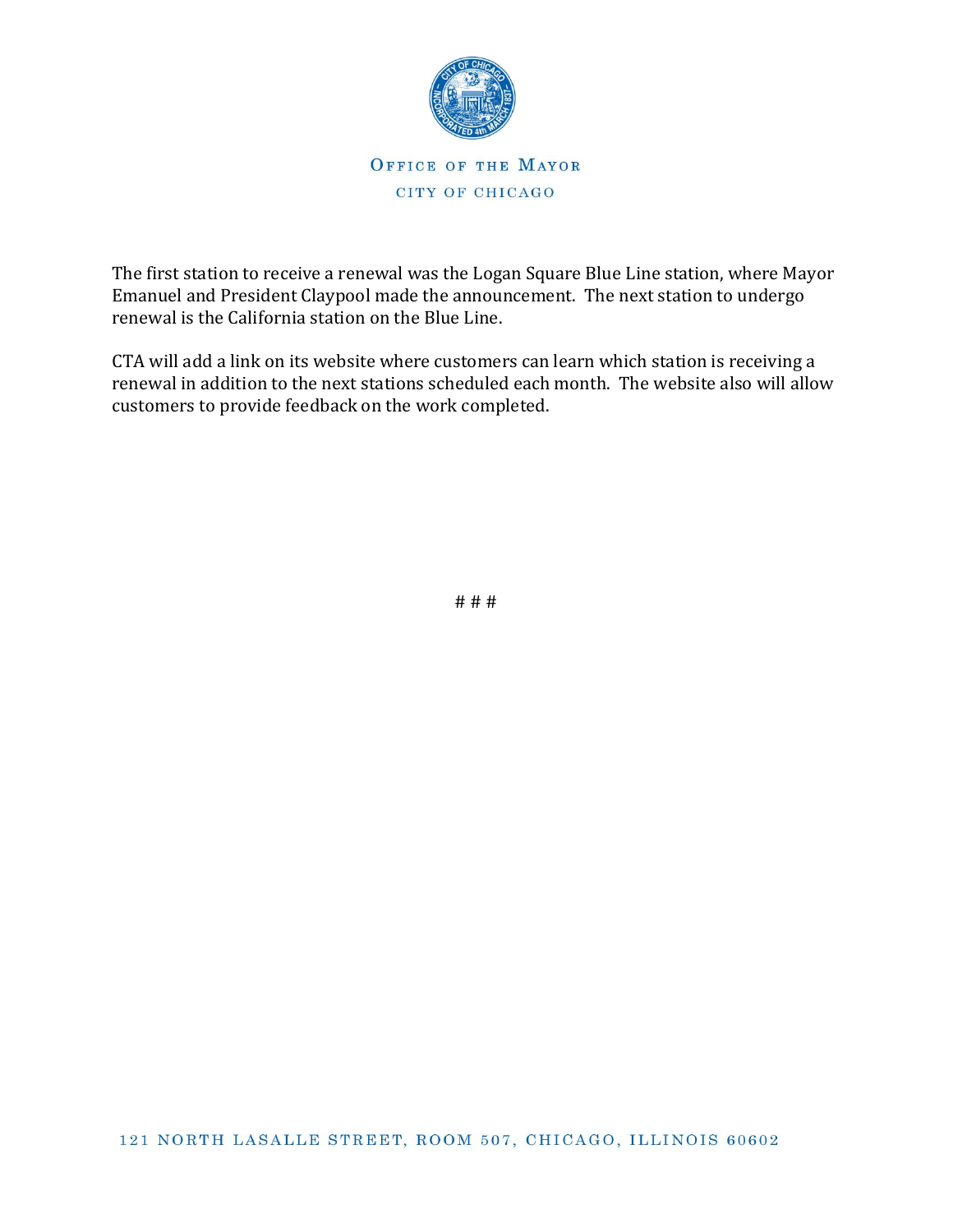The first station to receive a renewal was the Logan Square Blue Line station, where Mayor Emanuel and President Claypool made the announcement. The next station to undergo renewal is the California station on the Blue Line.

CTA will add a link on its website where customers can learn which station is receiving a renewal in addition to the next stations scheduled each month. The website also will allow customers to provide feedback on the work completed.

# # #